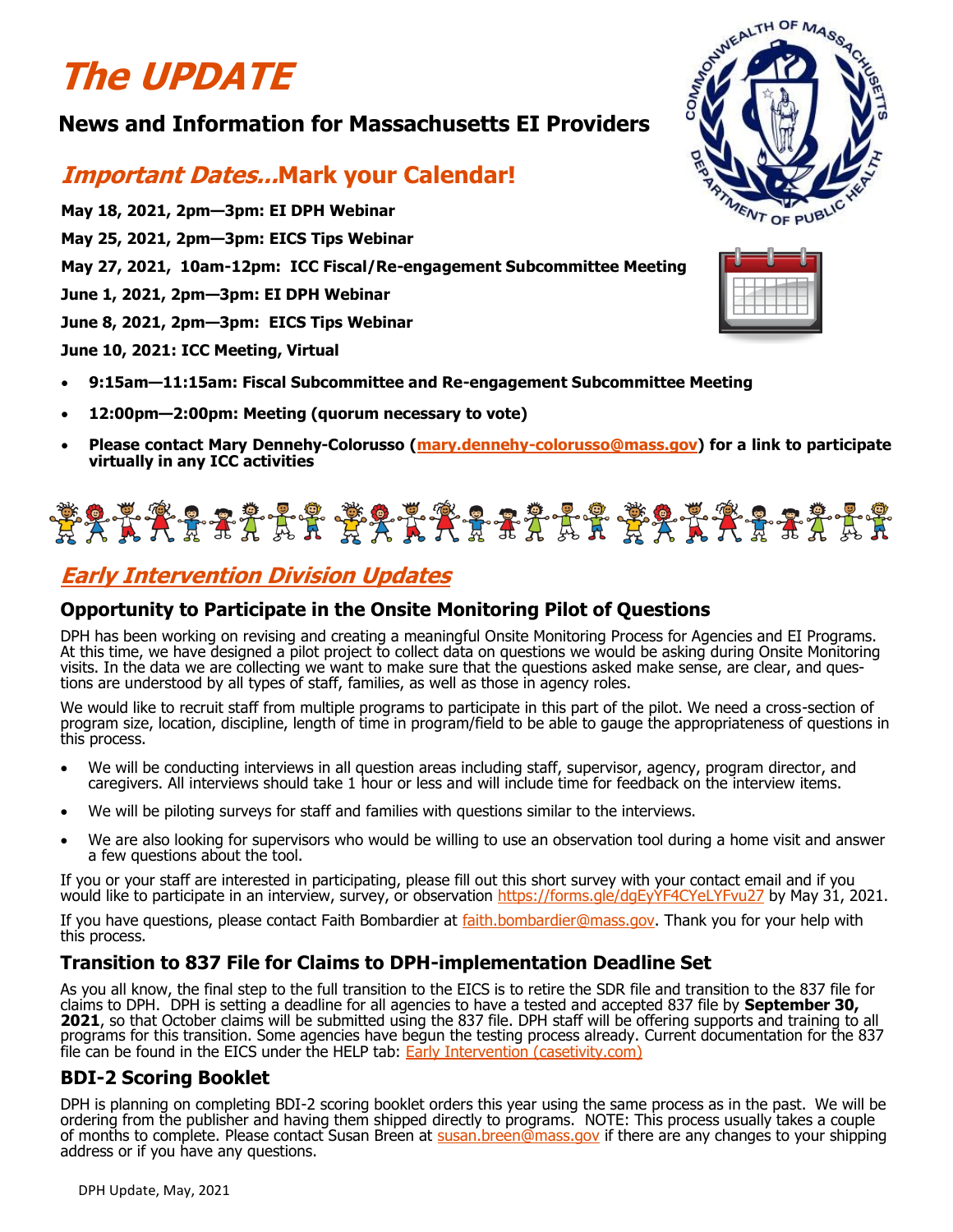# The UPDATE

## News and Information for Massachusetts EI Providers

## *Important Dates...*Mark your Calendar!

**May 18, 2021, 2pm—3pm: EI DPH Webinar**

**May 25, 2021, 2pm—3pm: EICS Tips Webinar**

**May 27, 2021, 10am-12pm: ICC Fiscal/Re-engagement Subcommittee Meeting**

**June 1, 2021, 2pm—3pm: EI DPH Webinar**

**June 8, 2021, 2pm—3pm: EICS Tips Webinar**

**June 10, 2021: ICC Meeting, Virtual**

- **9:15am—11:15am: Fiscal Subcommittee and Re-engagement Subcommittee Meeting**
- **12:00pm—2:00pm: Meeting (quorum necessary to vote)**
- **Please contact Mary Dennehy-Colorusso (mary.dennehy-colorusso@mass.gov) for a link to participate virtually in any ICC activities**

## *Early Intervention Division Updates*

### Opportunity to Participate in the Onsite Monitoring Pilot of Questions

DPH has been working on revising and creating a meaningful Onsite Monitoring Process for Agencies and EI Programs. At this time, we have designed a pilot project to collect data on questions we would be asking during Onsite Monitoring visits. In the data we are collecting we want to make sure that the questions asked make sense, are clear, and questions are understood by all types of staff, families, as well as those in agency roles.

We would like to recruit staff from multiple programs to participate in this part of the pilot. We need a cross-section of program size, location, discipline, length of time in program/field to be able to gauge the appropriateness of questions in this process.

- We will be conducting interviews in all question areas including staff, supervisor, agency, program director, and caregivers. All interviews should take 1 hour or less and will include time for feedback on the interview items.
- We will be piloting surveys for staff and families with questions similar to the interviews.
- We are also looking for supervisors who would be willing to use an observation tool during a home visit and answer a few questions about the tool.

If you or your staff are interested in participating, please fill out this short survey with your contact email and if you would like to participate in an interview, survey, or observation https://forms.gle/dgEyYF4CYeLYFvu27 by May 31, 2021.

If you have questions, please contact Faith Bombardier at faith.bombardier@mass.gov. Thank you for your help with this process.

### Transition to 837 File for Claims to DPH-implementation Deadline Set

As you all know, the final step to the full transition to the EICS is to retire the SDR file and transition to the 837 file for claims to DPH. DPH is setting a deadline for all agencies to have a tested and accepted 837 file by **September 30, 2021**, so that October claims will be submitted using the 837 file. DPH staff will be offering supports and training to all programs for this transition. Some agencies have begun the testing process already. Current documentation for the 837 file can be found in the EICS under the HELP tab: Early Intervention (casetivity.com)

### BDI-2 Scoring Booklet

DPH is planning on completing BDI-2 scoring booklet orders this year using the same process as in the past. We will be ordering from the publisher and having them shipped directly to programs. NOTE: This process usually takes a couple of months to complete. Please contact Susan Breen at susan.breen@mass.gov if there are any changes to your shipping address or if you have any questions.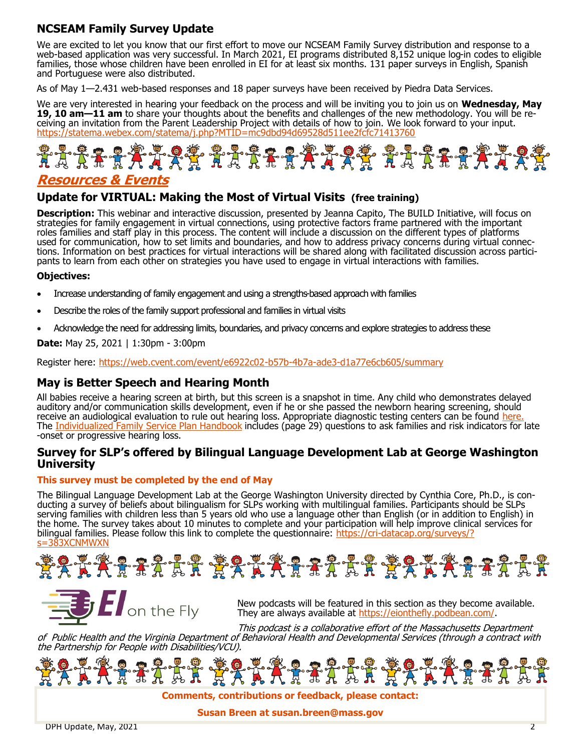## NCSEAM Family Survey Update

We are excited to let you know that our first effort to move our NCSEAM Family Survey distribution and response to a web-based application was very successful. In March 2021, EI programs distributed 8,152 unique log-in codes to eligible families, those whose children have been enrolled in EI for at least six months. 131 paper surveys in English, Spanish and Portuguese were also distributed.

As of May 1—2.431 web-based responses and 18 paper surveys have been received by Piedra Data Services.

We are very interested in hearing your feedback on the process and will be inviting you to join us on **Wednesday, May 19, 10 am—11 am** to share your thoughts about the benefits and challenges of the new methodology. You will be receiving an invitation from the Parent Leadership Project with details of how to join. We look forward to your input. https://statema.webex.com/statema/j.php?MTID=mc9dbd94d69528d511ee2fcfc71413760

# *Resources & Events*

## Update for VIRTUAL: Making the Most of Virtual Visits (free training)

**Description:** This webinar and interactive discussion, presented by Jeanna Capito, The BUILD Initiative, will focus on strategies for family engagement in virtual connections, using protective factors frame partnered with the important roles families and staff play in this process. The content will include a discussion on the different types of platforms used for communication, how to set limits and boundaries, and how to address privacy concerns during virtual connections. Information on best practices for virtual interactions will be shared along with facilitated discussion across participants to learn from each other on strategies you have used to engage in virtual interactions with families.

**Objectives:**

- Increase understanding of family engagement and using a strengths-based approach with families
- Describe the roles of the family support professional and families in virtual visits
- Acknowledge the need for addressing limits, boundaries, and privacy concerns and explore strategies to address these

**Date:** May 25, 2021 | 1:30pm - 3:00pm

Register here: https://web.cvent.com/event/e6922c02-b57b-4b7a-ade3-d1a77e6cb605/summary

## May is Better Speech and Hearing Month

All babies receive a hearing screen at birth, but this screen is a snapshot in time. Any child who demonstrates delayed auditory and/or communication skills development, even if he or she passed the newborn hearing screening, should receive an audiological evaluation to rule out hearing loss. Appropriate diagnostic testing centers can be found here. The Individualized Family Service Plan Handbook includes (page 29) questions to ask families and risk indicators for late-onset or progressive hearing loss.

## Survey for SLP's offered by Bilingual Language Development Lab at George Washington University

**This survey must be completed by the end of May**

The Bilingual Language Development Lab at the George Washington University directed by Cynthia Core, Ph.D., is conducting a survey of beliefs about bilingualism for SLPs working with multilingual families. Participants should be SLPs serving families with children less than 5 years old who use a language other than English (or in addition to English) in the home. The survey takes about 10 minutes to complete and your participation will help improve clinical services for bilingual families. Please follow this link to complete the questionnaire: https://cri-datacap.org/surveys/?s=383XCNMWXN

**EI on the Fly**

New podcasts will be featured in this section as they become available. They are always available at https://eionthefly.podbean.com/.

*This podcast is a collaborative effort of the Massachusetts Department of Public Health and the Virginia Department of Behavioral Health and Developmental Services (through a contract with the Partnership for People with Disabilities/VCU).*

**Comments, contributions or feedback, please contact:**

**Susan Breen at susan.breen@mass.gov**